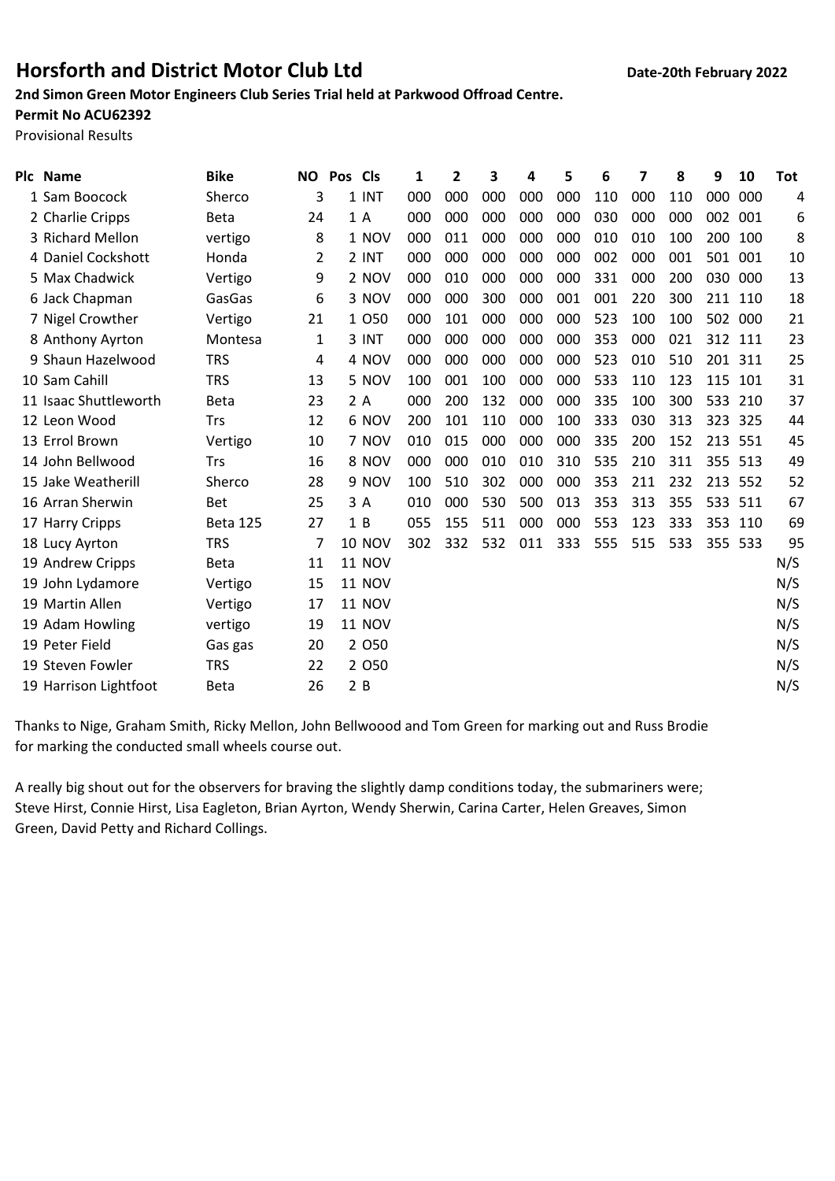# Horsforth and District Motor Club Ltd

**Date-20th February 2022**

**2nd Simon Green Motor Engineers Club Series Trial held at Parkwood Offroad Centre.**

**Permit No ACU62392**

Provisional Results

| Plc | Name | Bike | NO | Pos | Cls | 1 | 2 | 3 | 4 | 5 | 6 | 7 | 8 | 9 | 10 | Tot |
|---|---|---|---|---|---|---|---|---|---|---|---|---|---|---|---|---|
| 1 | Sam Boocock | Sherco | 3 | 1 | INT | 000 | 000 | 000 | 000 | 000 | 110 | 000 | 110 | 000 | 000 | 4 |
| 2 | Charlie Cripps | Beta | 24 | 1 | A | 000 | 000 | 000 | 000 | 000 | 030 | 000 | 000 | 002 | 001 | 6 |
| 3 | Richard Mellon | vertigo | 8 | 1 | NOV | 000 | 011 | 000 | 000 | 000 | 010 | 010 | 100 | 200 | 100 | 8 |
| 4 | Daniel Cockshott | Honda | 2 | 2 | INT | 000 | 000 | 000 | 000 | 000 | 002 | 000 | 001 | 501 | 001 | 10 |
| 5 | Max Chadwick | Vertigo | 9 | 2 | NOV | 000 | 010 | 000 | 000 | 000 | 331 | 000 | 200 | 030 | 000 | 13 |
| 6 | Jack Chapman | GasGas | 6 | 3 | NOV | 000 | 000 | 300 | 000 | 001 | 001 | 220 | 300 | 211 | 110 | 18 |
| 7 | Nigel Crowther | Vertigo | 21 | 1 | O50 | 000 | 101 | 000 | 000 | 000 | 523 | 100 | 100 | 502 | 000 | 21 |
| 8 | Anthony Ayrton | Montesa | 1 | 3 | INT | 000 | 000 | 000 | 000 | 000 | 353 | 000 | 021 | 312 | 111 | 23 |
| 9 | Shaun Hazelwood | TRS | 4 | 4 | NOV | 000 | 000 | 000 | 000 | 000 | 523 | 010 | 510 | 201 | 311 | 25 |
| 10 | Sam Cahill | TRS | 13 | 5 | NOV | 100 | 001 | 100 | 000 | 000 | 533 | 110 | 123 | 115 | 101 | 31 |
| 11 | Isaac Shuttleworth | Beta | 23 | 2 | A | 000 | 200 | 132 | 000 | 000 | 335 | 100 | 300 | 533 | 210 | 37 |
| 12 | Leon Wood | Trs | 12 | 6 | NOV | 200 | 101 | 110 | 000 | 100 | 333 | 030 | 313 | 323 | 325 | 44 |
| 13 | Errol Brown | Vertigo | 10 | 7 | NOV | 010 | 015 | 000 | 000 | 000 | 335 | 200 | 152 | 213 | 551 | 45 |
| 14 | John Bellwood | Trs | 16 | 8 | NOV | 000 | 000 | 010 | 010 | 310 | 535 | 210 | 311 | 355 | 513 | 49 |
| 15 | Jake Weatherill | Sherco | 28 | 9 | NOV | 100 | 510 | 302 | 000 | 000 | 353 | 211 | 232 | 213 | 552 | 52 |
| 16 | Arran Sherwin | Bet | 25 | 3 | A | 010 | 000 | 530 | 500 | 013 | 353 | 313 | 355 | 533 | 511 | 67 |
| 17 | Harry Cripps | Beta 125 | 27 | 1 | B | 055 | 155 | 511 | 000 | 000 | 553 | 123 | 333 | 353 | 110 | 69 |
| 18 | Lucy Ayrton | TRS | 7 | 10 | NOV | 302 | 332 | 532 | 011 | 333 | 555 | 515 | 533 | 355 | 533 | 95 |
| 19 | Andrew Cripps | Beta | 11 | 11 | NOV | | | | | | | | | | | N/S |
| 19 | John Lydamore | Vertigo | 15 | 11 | NOV | | | | | | | | | | | N/S |
| 19 | Martin Allen | Vertigo | 17 | 11 | NOV | | | | | | | | | | | N/S |
| 19 | Adam Howling | vertigo | 19 | 11 | NOV | | | | | | | | | | | N/S |
| 19 | Peter Field | Gas gas | 20 | 2 | O50 | | | | | | | | | | | N/S |
| 19 | Steven Fowler | TRS | 22 | 2 | O50 | | | | | | | | | | | N/S |
| 19 | Harrison Lightfoot | Beta | 26 | 2 | B | | | | | | | | | | | N/S |

Thanks to Nige, Graham Smith, Ricky Mellon, John Bellwoood and Tom Green for marking out and Russ Brodie for marking the conducted small wheels course out.

A really big shout out for the observers for braving the slightly damp conditions today, the submariners were; Steve Hirst, Connie Hirst, Lisa Eagleton, Brian Ayrton, Wendy Sherwin, Carina Carter, Helen Greaves, Simon Green, David Petty and Richard Collings.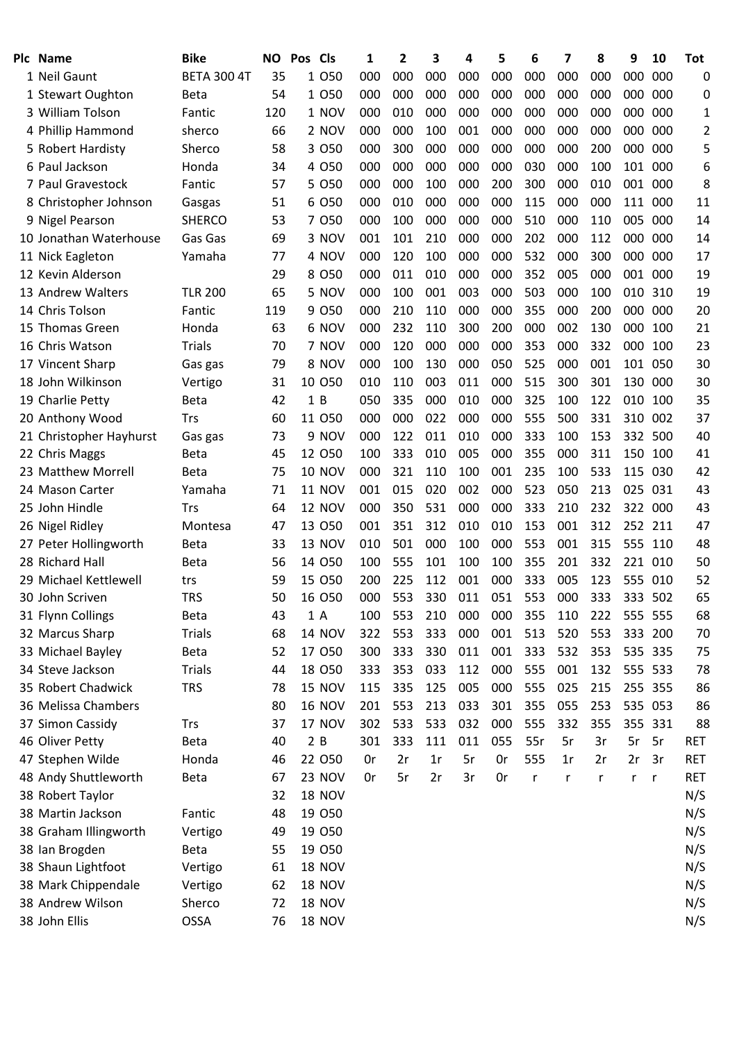| Plc | Name | Bike | NO | Pos | Cls | 1 | 2 | 3 | 4 | 5 | 6 | 7 | 8 | 9 | 10 | Tot |
|---|---|---|---|---|---|---|---|---|---|---|---|---|---|---|---|---|
| 1 | Neil Gaunt | BETA 300 4T | 35 | 1 | O50 | 000 | 000 | 000 | 000 | 000 | 000 | 000 | 000 | 000 | 000 | 0 |
| 1 | Stewart Oughton | Beta | 54 | 1 | O50 | 000 | 000 | 000 | 000 | 000 | 000 | 000 | 000 | 000 | 000 | 0 |
| 3 | William Tolson | Fantic | 120 | 1 | NOV | 000 | 010 | 000 | 000 | 000 | 000 | 000 | 000 | 000 | 000 | 1 |
| 4 | Phillip Hammond | sherco | 66 | 2 | NOV | 000 | 000 | 100 | 001 | 000 | 000 | 000 | 000 | 000 | 000 | 2 |
| 5 | Robert Hardisty | Sherco | 58 | 3 | O50 | 000 | 300 | 000 | 000 | 000 | 000 | 000 | 200 | 000 | 000 | 5 |
| 6 | Paul Jackson | Honda | 34 | 4 | O50 | 000 | 000 | 000 | 000 | 000 | 030 | 000 | 100 | 101 | 000 | 6 |
| 7 | Paul Gravestock | Fantic | 57 | 5 | O50 | 000 | 000 | 100 | 000 | 200 | 300 | 000 | 010 | 001 | 000 | 8 |
| 8 | Christopher Johnson | Gasgas | 51 | 6 | O50 | 000 | 010 | 000 | 000 | 000 | 115 | 000 | 000 | 111 | 000 | 11 |
| 9 | Nigel Pearson | SHERCO | 53 | 7 | O50 | 000 | 100 | 000 | 000 | 000 | 510 | 000 | 110 | 005 | 000 | 14 |
| 10 | Jonathan Waterhouse | Gas Gas | 69 | 3 | NOV | 001 | 101 | 210 | 000 | 000 | 202 | 000 | 112 | 000 | 000 | 14 |
| 11 | Nick Eagleton | Yamaha | 77 | 4 | NOV | 000 | 120 | 100 | 000 | 000 | 532 | 000 | 300 | 000 | 000 | 17 |
| 12 | Kevin Alderson | | 29 | 8 | O50 | 000 | 011 | 010 | 000 | 000 | 352 | 005 | 000 | 001 | 000 | 19 |
| 13 | Andrew Walters | TLR 200 | 65 | 5 | NOV | 000 | 100 | 001 | 003 | 000 | 503 | 000 | 100 | 010 | 310 | 19 |
| 14 | Chris Tolson | Fantic | 119 | 9 | O50 | 000 | 210 | 110 | 000 | 000 | 355 | 000 | 200 | 000 | 000 | 20 |
| 15 | Thomas Green | Honda | 63 | 6 | NOV | 000 | 232 | 110 | 300 | 200 | 000 | 002 | 130 | 000 | 100 | 21 |
| 16 | Chris Watson | Trials | 70 | 7 | NOV | 000 | 120 | 000 | 000 | 000 | 353 | 000 | 332 | 000 | 100 | 23 |
| 17 | Vincent Sharp | Gas gas | 79 | 8 | NOV | 000 | 100 | 130 | 000 | 050 | 525 | 000 | 001 | 101 | 050 | 30 |
| 18 | John Wilkinson | Vertigo | 31 | 10 | O50 | 010 | 110 | 003 | 011 | 000 | 515 | 300 | 301 | 130 | 000 | 30 |
| 19 | Charlie Petty | Beta | 42 | 1 | B | 050 | 335 | 000 | 010 | 000 | 325 | 100 | 122 | 010 | 100 | 35 |
| 20 | Anthony Wood | Trs | 60 | 11 | O50 | 000 | 000 | 022 | 000 | 000 | 555 | 500 | 331 | 310 | 002 | 37 |
| 21 | Christopher Hayhurst | Gas gas | 73 | 9 | NOV | 000 | 122 | 011 | 010 | 000 | 333 | 100 | 153 | 332 | 500 | 40 |
| 22 | Chris Maggs | Beta | 45 | 12 | O50 | 100 | 333 | 010 | 005 | 000 | 355 | 000 | 311 | 150 | 100 | 41 |
| 23 | Matthew Morrell | Beta | 75 | 10 | NOV | 000 | 321 | 110 | 100 | 001 | 235 | 100 | 533 | 115 | 030 | 42 |
| 24 | Mason Carter | Yamaha | 71 | 11 | NOV | 001 | 015 | 020 | 002 | 000 | 523 | 050 | 213 | 025 | 031 | 43 |
| 25 | John Hindle | Trs | 64 | 12 | NOV | 000 | 350 | 531 | 000 | 000 | 333 | 210 | 232 | 322 | 000 | 43 |
| 26 | Nigel Ridley | Montesa | 47 | 13 | O50 | 001 | 351 | 312 | 010 | 010 | 153 | 001 | 312 | 252 | 211 | 47 |
| 27 | Peter Hollingworth | Beta | 33 | 13 | NOV | 010 | 501 | 000 | 100 | 000 | 553 | 001 | 315 | 555 | 110 | 48 |
| 28 | Richard Hall | Beta | 56 | 14 | O50 | 100 | 555 | 101 | 100 | 100 | 355 | 201 | 332 | 221 | 010 | 50 |
| 29 | Michael Kettlewell | trs | 59 | 15 | O50 | 200 | 225 | 112 | 001 | 000 | 333 | 005 | 123 | 555 | 010 | 52 |
| 30 | John Scriven | TRS | 50 | 16 | O50 | 000 | 553 | 330 | 011 | 051 | 553 | 000 | 333 | 333 | 502 | 65 |
| 31 | Flynn Collings | Beta | 43 | 1 | A | 100 | 553 | 210 | 000 | 000 | 355 | 110 | 222 | 555 | 555 | 68 |
| 32 | Marcus Sharp | Trials | 68 | 14 | NOV | 322 | 553 | 333 | 000 | 001 | 513 | 520 | 553 | 333 | 200 | 70 |
| 33 | Michael Bayley | Beta | 52 | 17 | O50 | 300 | 333 | 330 | 011 | 001 | 333 | 532 | 353 | 535 | 335 | 75 |
| 34 | Steve Jackson | Trials | 44 | 18 | O50 | 333 | 353 | 033 | 112 | 000 | 555 | 001 | 132 | 555 | 533 | 78 |
| 35 | Robert Chadwick | TRS | 78 | 15 | NOV | 115 | 335 | 125 | 005 | 000 | 555 | 025 | 215 | 255 | 355 | 86 |
| 36 | Melissa Chambers | | 80 | 16 | NOV | 201 | 553 | 213 | 033 | 301 | 355 | 055 | 253 | 535 | 053 | 86 |
| 37 | Simon Cassidy | Trs | 37 | 17 | NOV | 302 | 533 | 533 | 032 | 000 | 555 | 332 | 355 | 355 | 331 | 88 |
| 46 | Oliver Petty | Beta | 40 | 2 | B | 301 | 333 | 111 | 011 | 055 | 55r | 5r | 3r | 5r | 5r | RET |
| 47 | Stephen Wilde | Honda | 46 | 22 | O50 | 0r | 2r | 1r | 5r | 0r | 555 | 1r | 2r | 2r | 3r | RET |
| 48 | Andy Shuttleworth | Beta | 67 | 23 | NOV | 0r | 5r | 2r | 3r | 0r | r | r | r | r | r | RET |
| 38 | Robert Taylor | | 32 | 18 | NOV | | | | | | | | | | | N/S |
| 38 | Martin Jackson | Fantic | 48 | 19 | O50 | | | | | | | | | | | N/S |
| 38 | Graham Illingworth | Vertigo | 49 | 19 | O50 | | | | | | | | | | | N/S |
| 38 | Ian Brogden | Beta | 55 | 19 | O50 | | | | | | | | | | | N/S |
| 38 | Shaun Lightfoot | Vertigo | 61 | 18 | NOV | | | | | | | | | | | N/S |
| 38 | Mark Chippendale | Vertigo | 62 | 18 | NOV | | | | | | | | | | | N/S |
| 38 | Andrew Wilson | Sherco | 72 | 18 | NOV | | | | | | | | | | | N/S |
| 38 | John Ellis | OSSA | 76 | 18 | NOV | | | | | | | | | | | N/S |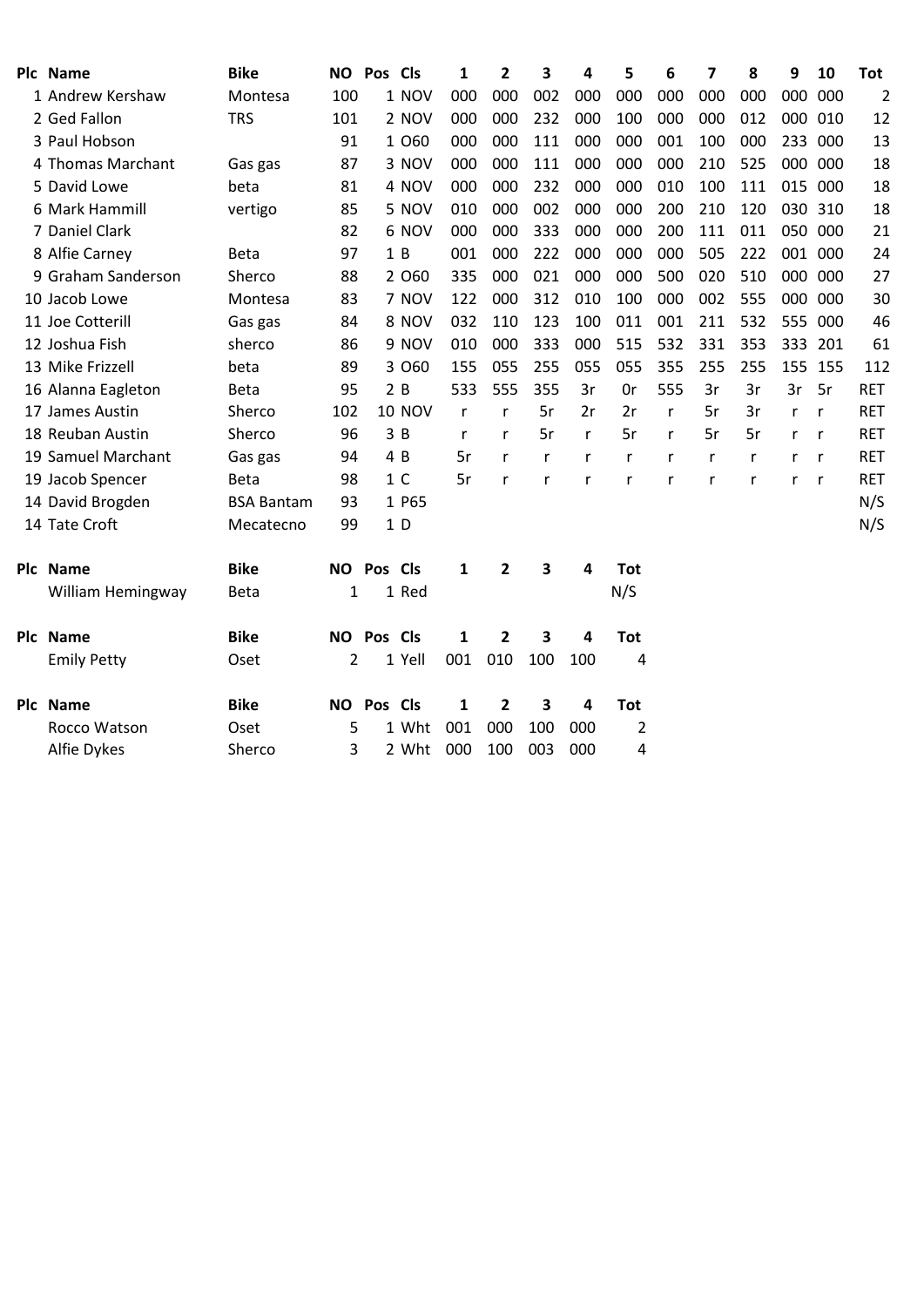| Plc | Name | Bike | NO | Pos | Cls | 1 | 2 | 3 | 4 | 5 | 6 | 7 | 8 | 9 | 10 | Tot |
|---|---|---|---|---|---|---|---|---|---|---|---|---|---|---|---|---|
| 1 | Andrew Kershaw | Montesa | 100 | 1 | NOV | 000 | 000 | 002 | 000 | 000 | 000 | 000 | 000 | 000 | 000 | 2 |
| 2 | Ged Fallon | TRS | 101 | 2 | NOV | 000 | 000 | 232 | 000 | 100 | 000 | 000 | 012 | 000 | 010 | 12 |
| 3 | Paul Hobson | | 91 | 1 | O60 | 000 | 000 | 111 | 000 | 000 | 001 | 100 | 000 | 233 | 000 | 13 |
| 4 | Thomas Marchant | Gas gas | 87 | 3 | NOV | 000 | 000 | 111 | 000 | 000 | 000 | 210 | 525 | 000 | 000 | 18 |
| 5 | David Lowe | beta | 81 | 4 | NOV | 000 | 000 | 232 | 000 | 000 | 010 | 100 | 111 | 015 | 000 | 18 |
| 6 | Mark Hammill | vertigo | 85 | 5 | NOV | 010 | 000 | 002 | 000 | 000 | 200 | 210 | 120 | 030 | 310 | 18 |
| 7 | Daniel Clark | | 82 | 6 | NOV | 000 | 000 | 333 | 000 | 000 | 200 | 111 | 011 | 050 | 000 | 21 |
| 8 | Alfie Carney | Beta | 97 | 1 | B | 001 | 000 | 222 | 000 | 000 | 000 | 505 | 222 | 001 | 000 | 24 |
| 9 | Graham Sanderson | Sherco | 88 | 2 | O60 | 335 | 000 | 021 | 000 | 000 | 500 | 020 | 510 | 000 | 000 | 27 |
| 10 | Jacob Lowe | Montesa | 83 | 7 | NOV | 122 | 000 | 312 | 010 | 100 | 000 | 002 | 555 | 000 | 000 | 30 |
| 11 | Joe Cotterill | Gas gas | 84 | 8 | NOV | 032 | 110 | 123 | 100 | 011 | 001 | 211 | 532 | 555 | 000 | 46 |
| 12 | Joshua Fish | sherco | 86 | 9 | NOV | 010 | 000 | 333 | 000 | 515 | 532 | 331 | 353 | 333 | 201 | 61 |
| 13 | Mike Frizzell | beta | 89 | 3 | O60 | 155 | 055 | 255 | 055 | 055 | 355 | 255 | 255 | 155 | 155 | 112 |
| 16 | Alanna Eagleton | Beta | 95 | 2 | B | 533 | 555 | 355 | 3r | 0r | 555 | 3r | 3r | 3r | 5r | RET |
| 17 | James Austin | Sherco | 102 | 10 | NOV | r | r | 5r | 2r | 2r | r | 5r | 3r | r | r | RET |
| 18 | Reuban Austin | Sherco | 96 | 3 | B | r | r | 5r | r | 5r | r | 5r | 5r | r | r | RET |
| 19 | Samuel Marchant | Gas gas | 94 | 4 | B | 5r | r | r | r | r | r | r | r | r | r | RET |
| 19 | Jacob Spencer | Beta | 98 | 1 | C | 5r | r | r | r | r | r | r | r | r | r | RET |
| 14 | David Brogden | BSA Bantam | 93 | 1 | P65 | | | | | | | | | | | N/S |
| 14 | Tate Croft | Mecatecno | 99 | 1 | D | | | | | | | | | | | N/S |

| Plc | Name | Bike | NO | Pos | Cls | 1 | 2 | 3 | 4 | Tot |
|---|---|---|---|---|---|---|---|---|---|---|
| | William Hemingway | Beta | 1 | 1 | Red | | | | | N/S |

| Plc | Name | Bike | NO | Pos | Cls | 1 | 2 | 3 | 4 | Tot |
|---|---|---|---|---|---|---|---|---|---|---|
| | Emily Petty | Oset | 2 | 1 | Yell | 001 | 010 | 100 | 100 | 4 |

| Plc | Name | Bike | NO | Pos | Cls | 1 | 2 | 3 | 4 | Tot |
|---|---|---|---|---|---|---|---|---|---|---|
| | Rocco Watson | Oset | 5 | 1 | Wht | 001 | 000 | 100 | 000 | 2 |
| | Alfie Dykes | Sherco | 3 | 2 | Wht | 000 | 100 | 003 | 000 | 4 |